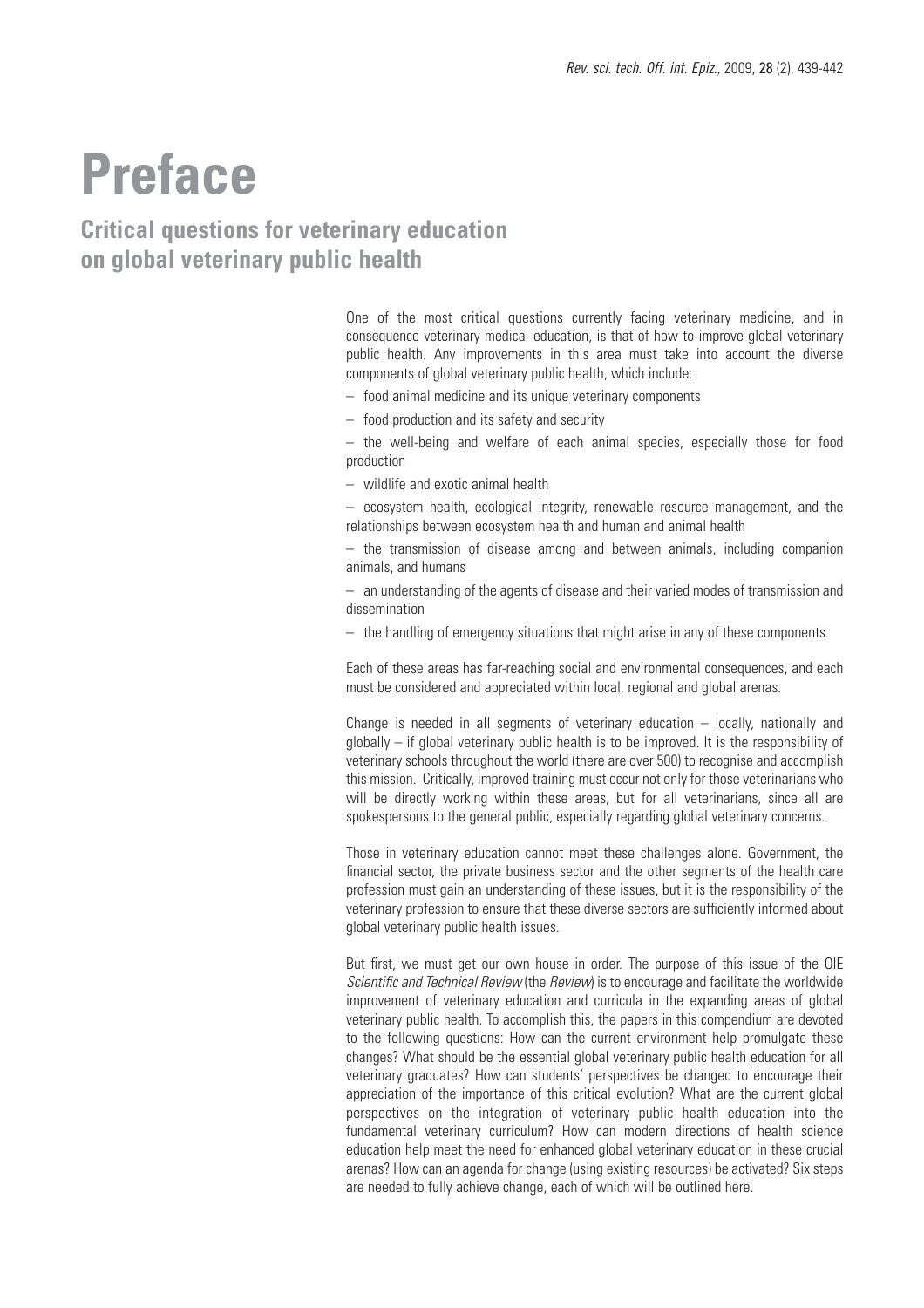# Preface

## Critical questions for veterinary education on global veterinary public health

One of the most critical questions currently facing veterinary medicine, and in consequence veterinary medical education, is that of how to improve global veterinary public health. Any improvements in this area must take into account the diverse components of global veterinary public health, which include:

– food animal medicine and its unique veterinary components

– food production and its safety and security

– the well-being and welfare of each animal species, especially those for food production

– wildlife and exotic animal health

– ecosystem health, ecological integrity, renewable resource management, and the relationships between ecosystem health and human and animal health

– the transmission of disease among and between animals, including companion animals, and humans

– an understanding of the agents of disease and their varied modes of transmission and dissemination

– the handling of emergency situations that might arise in any of these components.

Each of these areas has far-reaching social and environmental consequences, and each must be considered and appreciated within local, regional and global arenas.

Change is needed in all segments of veterinary education – locally, nationally and globally – if global veterinary public health is to be improved. It is the responsibility of veterinary schools throughout the world (there are over 500) to recognise and accomplish this mission. Critically, improved training must occur not only for those veterinarians who will be directly working within these areas, but for all veterinarians, since all are spokespersons to the general public, especially regarding global veterinary concerns.

Those in veterinary education cannot meet these challenges alone. Government, the financial sector, the private business sector and the other segments of the health care profession must gain an understanding of these issues, but it is the responsibility of the veterinary profession to ensure that these diverse sectors are sufficiently informed about global veterinary public health issues.

But first, we must get our own house in order. The purpose of this issue of the OIE *Scientific and Technical Review* (the *Review*) is to encourage and facilitate the worldwide improvement of veterinary education and curricula in the expanding areas of global veterinary public health. To accomplish this, the papers in this compendium are devoted to the following questions: How can the current environment help promulgate these changes? What should be the essential global veterinary public health education for all veterinary graduates? How can students' perspectives be changed to encourage their appreciation of the importance of this critical evolution? What are the current global perspectives on the integration of veterinary public health education into the fundamental veterinary curriculum? How can modern directions of health science education help meet the need for enhanced global veterinary education in these crucial arenas? How can an agenda for change (using existing resources) be activated? Six steps are needed to fully achieve change, each of which will be outlined here.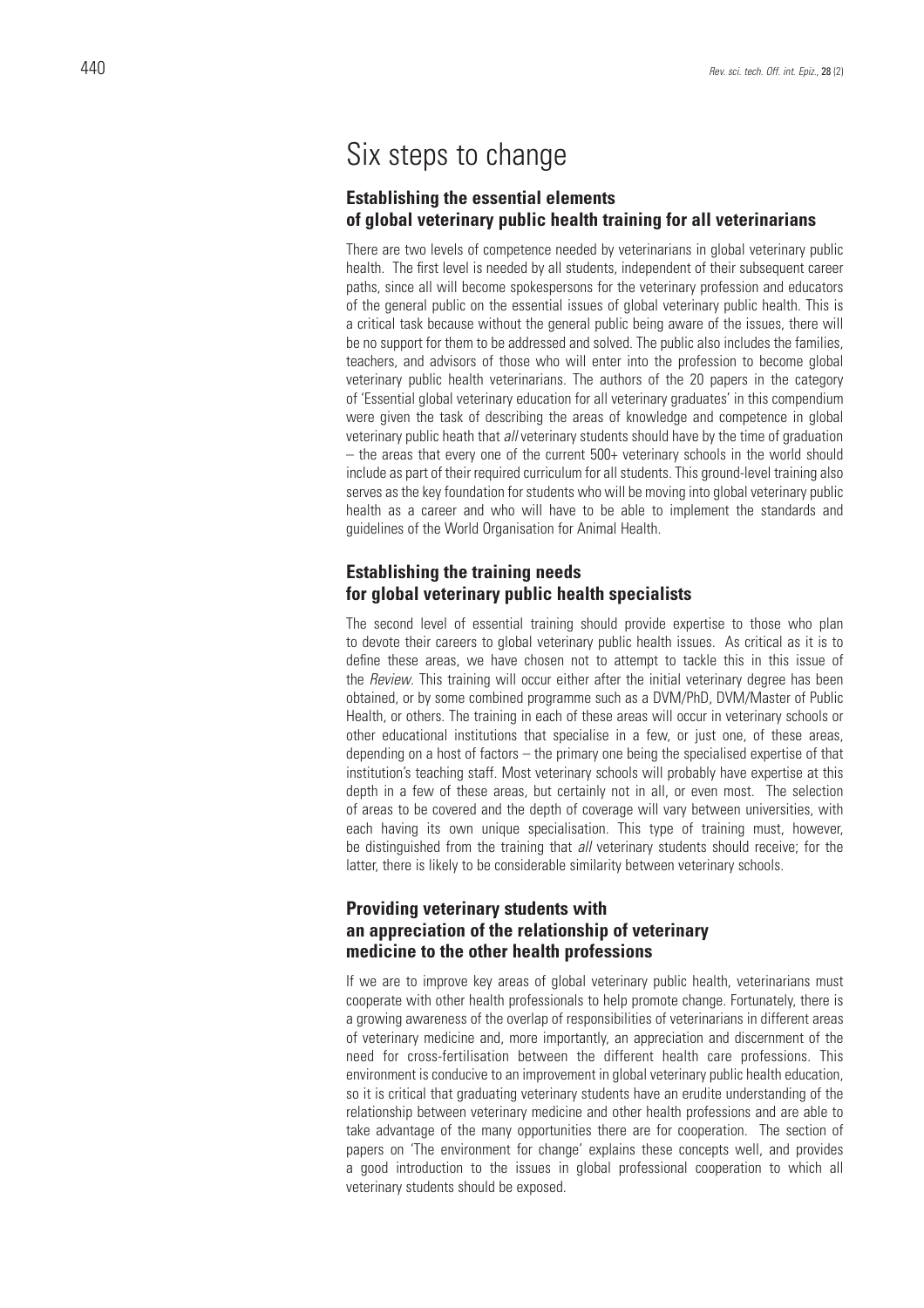# Six steps to change

### Establishing the essential elements of global veterinary public health training for all veterinarians

There are two levels of competence needed by veterinarians in global veterinary public health. The first level is needed by all students, independent of their subsequent career paths, since all will become spokespersons for the veterinary profession and educators of the general public on the essential issues of global veterinary public health. This is a critical task because without the general public being aware of the issues, there will be no support for them to be addressed and solved. The public also includes the families, teachers, and advisors of those who will enter into the profession to become global veterinary public health veterinarians. The authors of the 20 papers in the category of 'Essential global veterinary education for all veterinary graduates' in this compendium were given the task of describing the areas of knowledge and competence in global veterinary public heath that *all* veterinary students should have by the time of graduation – the areas that every one of the current 500+ veterinary schools in the world should include as part of their required curriculum for all students. This ground-level training also serves as the key foundation for students who will be moving into global veterinary public health as a career and who will have to be able to implement the standards and guidelines of the World Organisation for Animal Health.

### Establishing the training needs for global veterinary public health specialists

The second level of essential training should provide expertise to those who plan to devote their careers to global veterinary public health issues. As critical as it is to define these areas, we have chosen not to attempt to tackle this in this issue of the *Review*. This training will occur either after the initial veterinary degree has been obtained, or by some combined programme such as a DVM/PhD, DVM/Master of Public Health, or others. The training in each of these areas will occur in veterinary schools or other educational institutions that specialise in a few, or just one, of these areas, depending on a host of factors – the primary one being the specialised expertise of that institution's teaching staff. Most veterinary schools will probably have expertise at this depth in a few of these areas, but certainly not in all, or even most. The selection of areas to be covered and the depth of coverage will vary between universities, with each having its own unique specialisation. This type of training must, however, be distinguished from the training that *all* veterinary students should receive; for the latter, there is likely to be considerable similarity between veterinary schools.

### Providing veterinary students with an appreciation of the relationship of veterinary medicine to the other health professions

If we are to improve key areas of global veterinary public health, veterinarians must cooperate with other health professionals to help promote change. Fortunately, there is a growing awareness of the overlap of responsibilities of veterinarians in different areas of veterinary medicine and, more importantly, an appreciation and discernment of the need for cross-fertilisation between the different health care professions. This environment is conducive to an improvement in global veterinary public health education, so it is critical that graduating veterinary students have an erudite understanding of the relationship between veterinary medicine and other health professions and are able to take advantage of the many opportunities there are for cooperation. The section of papers on 'The environment for change' explains these concepts well, and provides a good introduction to the issues in global professional cooperation to which all veterinary students should be exposed.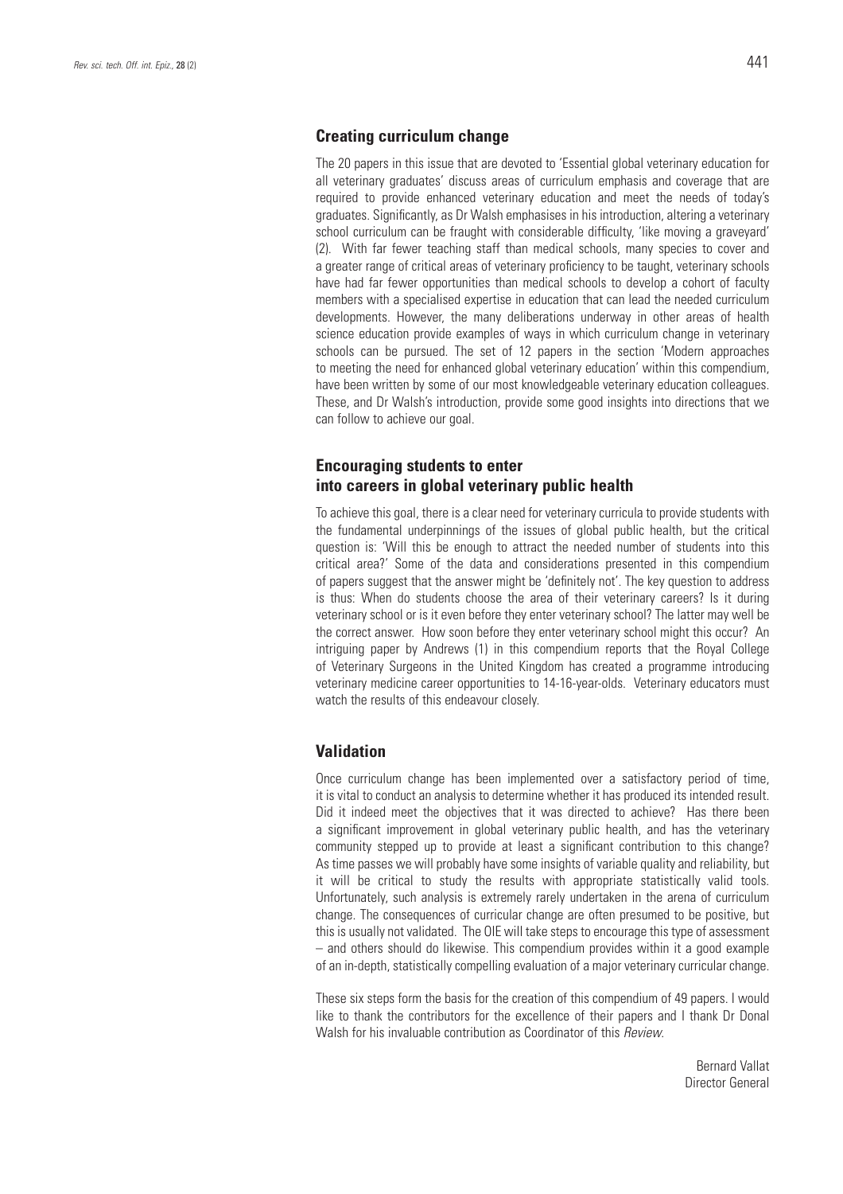## Creating curriculum change

The 20 papers in this issue that are devoted to 'Essential global veterinary education for all veterinary graduates' discuss areas of curriculum emphasis and coverage that are required to provide enhanced veterinary education and meet the needs of today's graduates. Significantly, as Dr Walsh emphasises in his introduction, altering a veterinary school curriculum can be fraught with considerable difficulty, 'like moving a graveyard' (2). With far fewer teaching staff than medical schools, many species to cover and a greater range of critical areas of veterinary proficiency to be taught, veterinary schools have had far fewer opportunities than medical schools to develop a cohort of faculty members with a specialised expertise in education that can lead the needed curriculum developments. However, the many deliberations underway in other areas of health science education provide examples of ways in which curriculum change in veterinary schools can be pursued. The set of 12 papers in the section 'Modern approaches to meeting the need for enhanced global veterinary education' within this compendium, have been written by some of our most knowledgeable veterinary education colleagues. These, and Dr Walsh's introduction, provide some good insights into directions that we can follow to achieve our goal.

## Encouraging students to enter into careers in global veterinary public health

To achieve this goal, there is a clear need for veterinary curricula to provide students with the fundamental underpinnings of the issues of global public health, but the critical question is: 'Will this be enough to attract the needed number of students into this critical area?' Some of the data and considerations presented in this compendium of papers suggest that the answer might be 'definitely not'. The key question to address is thus: When do students choose the area of their veterinary careers? Is it during veterinary school or is it even before they enter veterinary school? The latter may well be the correct answer. How soon before they enter veterinary school might this occur? An intriguing paper by Andrews (1) in this compendium reports that the Royal College of Veterinary Surgeons in the United Kingdom has created a programme introducing veterinary medicine career opportunities to 14-16-year-olds. Veterinary educators must watch the results of this endeavour closely.

## Validation

Once curriculum change has been implemented over a satisfactory period of time, it is vital to conduct an analysis to determine whether it has produced its intended result. Did it indeed meet the objectives that it was directed to achieve? Has there been a significant improvement in global veterinary public health, and has the veterinary community stepped up to provide at least a significant contribution to this change? As time passes we will probably have some insights of variable quality and reliability, but it will be critical to study the results with appropriate statistically valid tools. Unfortunately, such analysis is extremely rarely undertaken in the arena of curriculum change. The consequences of curricular change are often presumed to be positive, but this is usually not validated. The OIE will take steps to encourage this type of assessment – and others should do likewise. This compendium provides within it a good example of an in-depth, statistically compelling evaluation of a major veterinary curricular change.

These six steps form the basis for the creation of this compendium of 49 papers. I would like to thank the contributors for the excellence of their papers and I thank Dr Donal Walsh for his invaluable contribution as Coordinator of this *Review*.

Bernard Vallat
Director General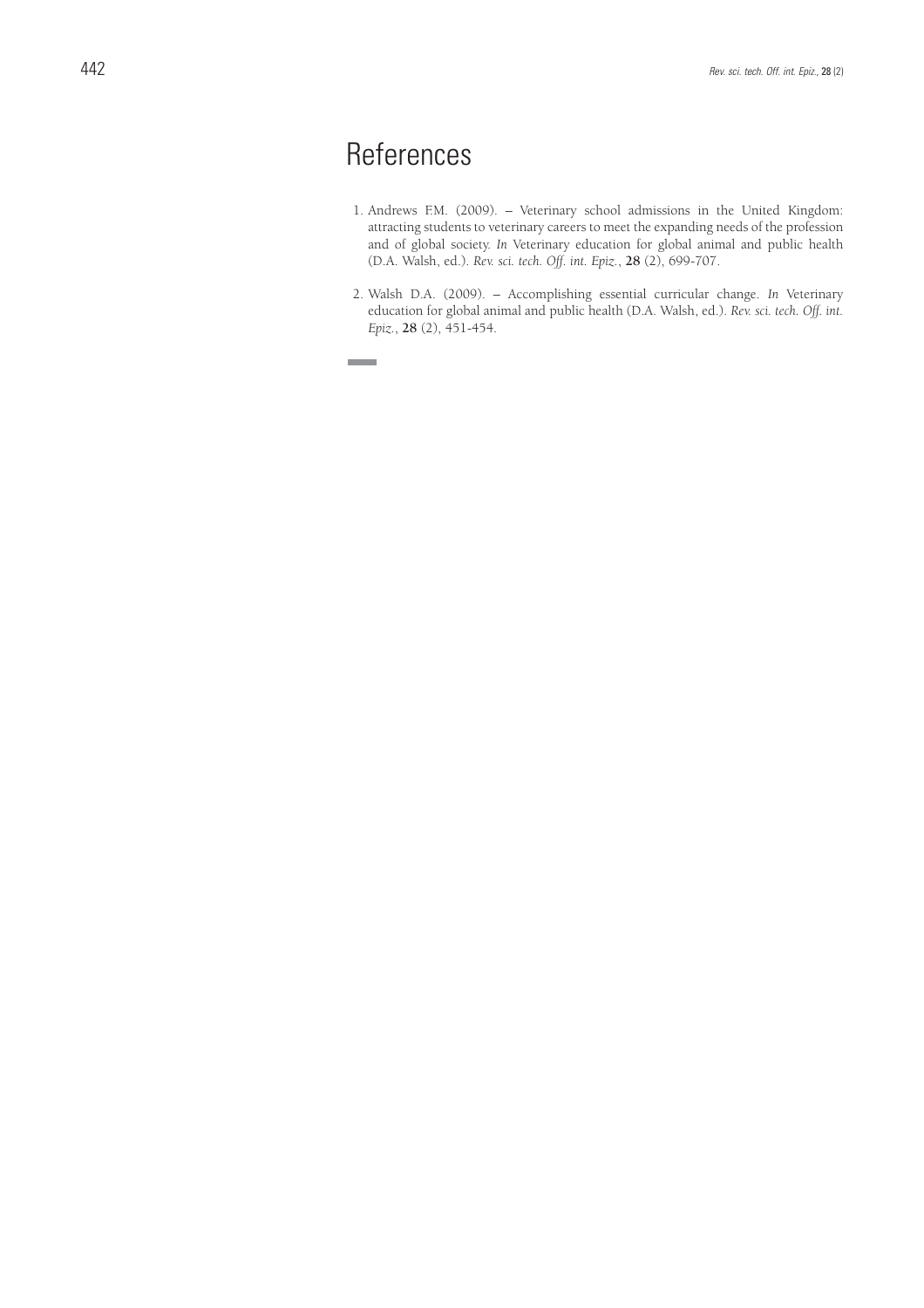# References

1. Andrews F.M. (2009). – Veterinary school admissions in the United Kingdom: attracting students to veterinary careers to meet the expanding needs of the profession and of global society. *In* Veterinary education for global animal and public health (D.A. Walsh, ed.). *Rev. sci. tech. Off. int. Epiz.*, **28** (2), 699-707.

2. Walsh D.A. (2009). – Accomplishing essential curricular change. *In* Veterinary education for global animal and public health (D.A. Walsh, ed.). *Rev. sci. tech. Off. int. Epiz.*, **28** (2), 451-454.